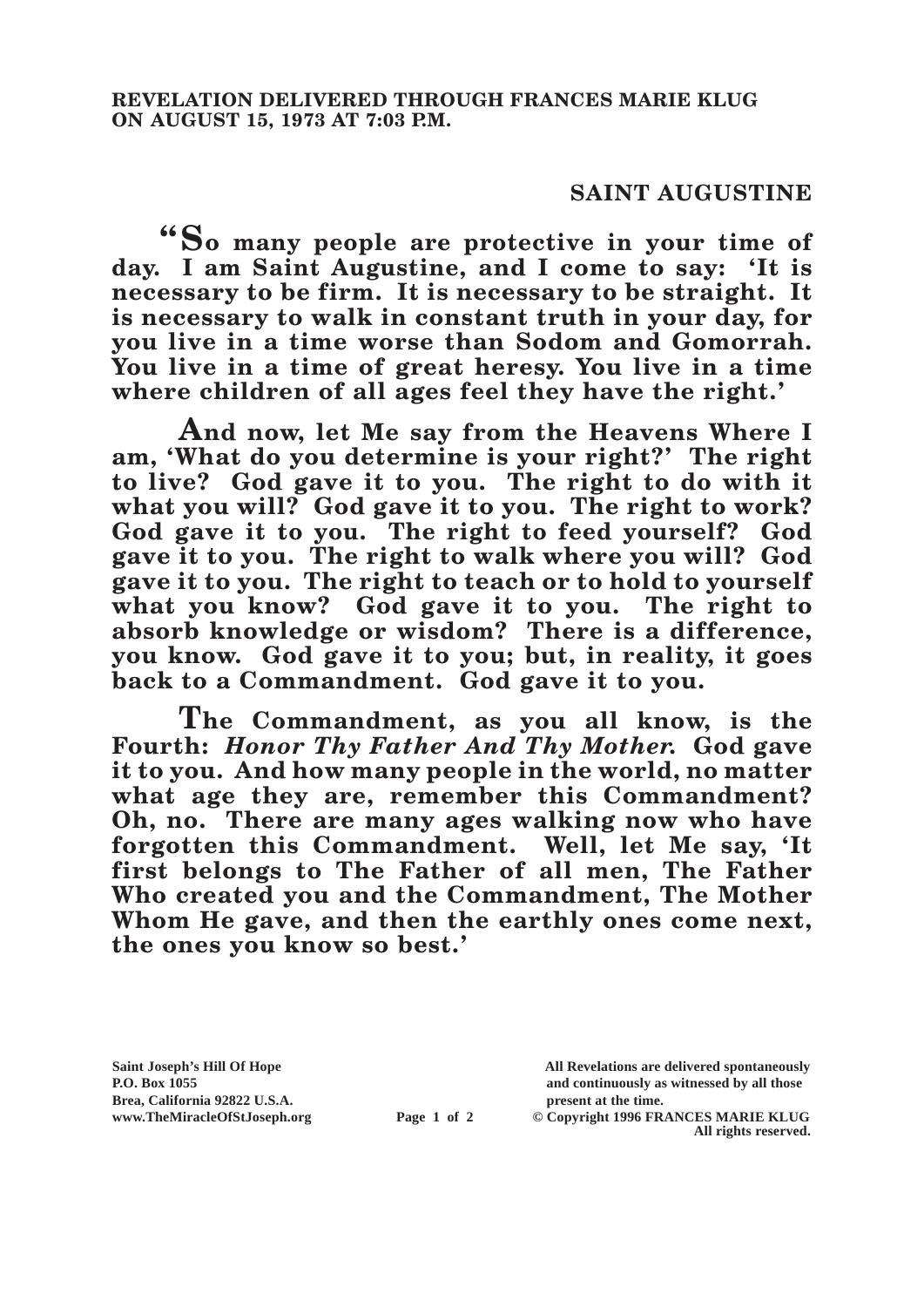**REVELATION DELIVERED THROUGH FRANCES MARIE KLUG ON AUGUST 15, 1973 AT 7:03 P.M.**

## SAINT AUGUSTINE

**"So many people are protective in your time of day. I am Saint Augustine, and I come to say: 'It is necessary to be firm. It is necessary to be straight. It is necessary to walk in constant truth in your day, for you live in a time worse than Sodom and Gomorrah. You live in a time of great heresy. You live in a time where children of all ages feel they have the right.'**

**And now, let Me say from the Heavens Where I am, 'What do you determine is your right?' The right to live? God gave it to you. The right to do with it what you will? God gave it to you. The right to work? God gave it to you. The right to feed yourself? God gave it to you. The right to walk where you will? God gave it to you. The right to teach or to hold to yourself what you know? God gave it to you. The right to absorb knowledge or wisdom? There is a difference, you know. God gave it to you; but, in reality, it goes back to a Commandment. God gave it to you.**

**The Commandment, as you all know, is the Fourth: *Honor Thy Father And Thy Mother.* God gave it to you. And how many people in the world, no matter what age they are, remember this Commandment? Oh, no. There are many ages walking now who have forgotten this Commandment. Well, let Me say, 'It first belongs to The Father of all men, The Father Who created you and the Commandment, The Mother Whom He gave, and then the earthly ones come next, the ones you know so best.'**

**Saint Joseph's Hill Of Hope**
**P.O. Box 1055**
**Brea, California 92822 U.S.A.**
**www.TheMiracleOfStJoseph.org**

**All Revelations are delivered spontaneously and continuously as witnessed by all those present at the time.**
**© Copyright 1996 FRANCES MARIE KLUG**
**All rights reserved.**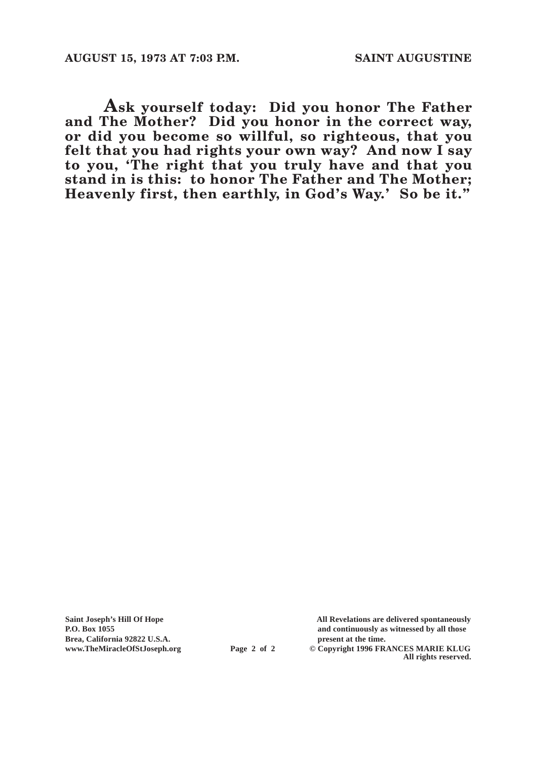**Ask yourself today: Did you honor The Father and The Mother? Did you honor in the correct way, or did you become so willful, so righteous, that you felt that you had rights your own way? And now I say to you, 'The right that you truly have and that you stand in is this: to honor The Father and The Mother; Heavenly first, then earthly, in God's Way.' So be it."**

**Saint Joseph's Hill Of Hope**
**P.O. Box 1055**
**Brea, California 92822 U.S.A.**
**www.TheMiracleOfStJoseph.org**

**All Revelations are delivered spontaneously and continuously as witnessed by all those present at the time.**
**© Copyright 1996 FRANCES MARIE KLUG**
**All rights reserved.**